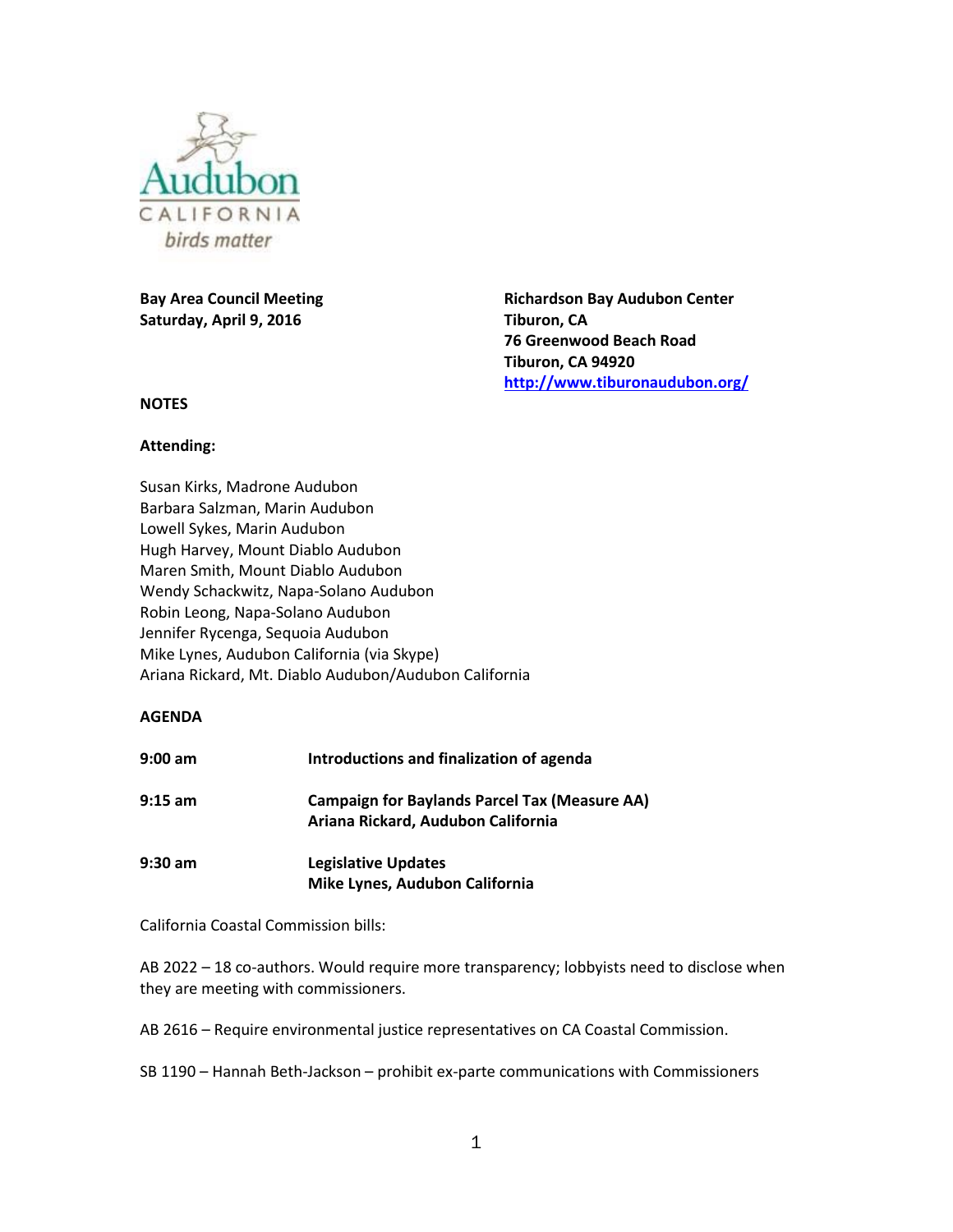Audubon CALIFORNIA *birds matter*

**Bay Area Council Meeting**
**Saturday, April 9, 2016**

**Richardson Bay Audubon Center**
**Tiburon, CA**
**76 Greenwood Beach Road**
**Tiburon, CA 94920**
**http://www.tiburonaudubon.org/**

**NOTES**

**Attending:**

Susan Kirks, Madrone Audubon
Barbara Salzman, Marin Audubon
Lowell Sykes, Marin Audubon
Hugh Harvey, Mount Diablo Audubon
Maren Smith, Mount Diablo Audubon
Wendy Schackwitz, Napa-Solano Audubon
Robin Leong, Napa-Solano Audubon
Jennifer Rycenga, Sequoia Audubon
Mike Lynes, Audubon California (via Skype)
Ariana Rickard, Mt. Diablo Audubon/Audubon California

**AGENDA**

| | |
|---|---|
| **9:00 am** | **Introductions and finalization of agenda** |
| **9:15 am** | **Campaign for Baylands Parcel Tax (Measure AA)**<br>**Ariana Rickard, Audubon California** |
| **9:30 am** | **Legislative Updates**<br>**Mike Lynes, Audubon California** |

California Coastal Commission bills:

AB 2022 – 18 co-authors. Would require more transparency; lobbyists need to disclose when they are meeting with commissioners.

AB 2616 – Require environmental justice representatives on CA Coastal Commission.

SB 1190 – Hannah Beth-Jackson – prohibit ex-parte communications with Commissioners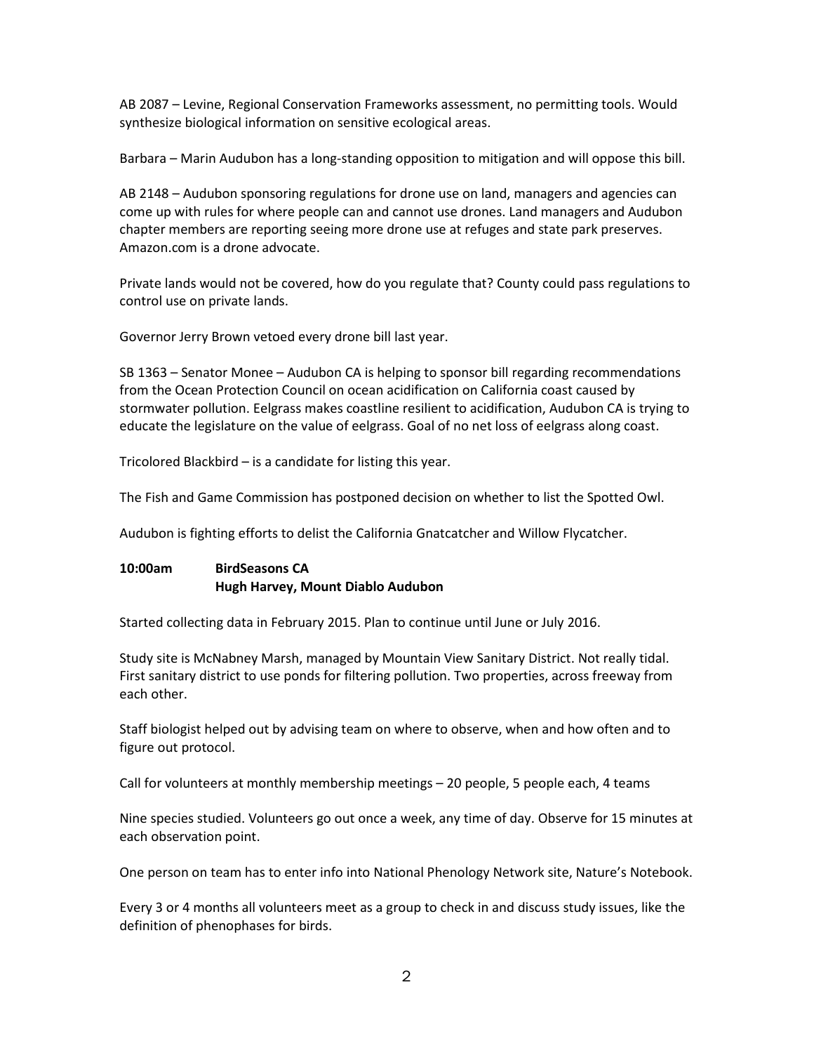AB 2087 – Levine, Regional Conservation Frameworks assessment, no permitting tools. Would synthesize biological information on sensitive ecological areas.

Barbara – Marin Audubon has a long-standing opposition to mitigation and will oppose this bill.

AB 2148 – Audubon sponsoring regulations for drone use on land, managers and agencies can come up with rules for where people can and cannot use drones. Land managers and Audubon chapter members are reporting seeing more drone use at refuges and state park preserves. Amazon.com is a drone advocate.

Private lands would not be covered, how do you regulate that? County could pass regulations to control use on private lands.

Governor Jerry Brown vetoed every drone bill last year.

SB 1363 – Senator Monee – Audubon CA is helping to sponsor bill regarding recommendations from the Ocean Protection Council on ocean acidification on California coast caused by stormwater pollution. Eelgrass makes coastline resilient to acidification, Audubon CA is trying to educate the legislature on the value of eelgrass. Goal of no net loss of eelgrass along coast.

Tricolored Blackbird – is a candidate for listing this year.

The Fish and Game Commission has postponed decision on whether to list the Spotted Owl.

Audubon is fighting efforts to delist the California Gnatcatcher and Willow Flycatcher.

**10:00am BirdSeasons CA**
**Hugh Harvey, Mount Diablo Audubon**

Started collecting data in February 2015. Plan to continue until June or July 2016.

Study site is McNabney Marsh, managed by Mountain View Sanitary District. Not really tidal. First sanitary district to use ponds for filtering pollution. Two properties, across freeway from each other.

Staff biologist helped out by advising team on where to observe, when and how often and to figure out protocol.

Call for volunteers at monthly membership meetings – 20 people, 5 people each, 4 teams

Nine species studied. Volunteers go out once a week, any time of day. Observe for 15 minutes at each observation point.

One person on team has to enter info into National Phenology Network site, Nature's Notebook.

Every 3 or 4 months all volunteers meet as a group to check in and discuss study issues, like the definition of phenophases for birds.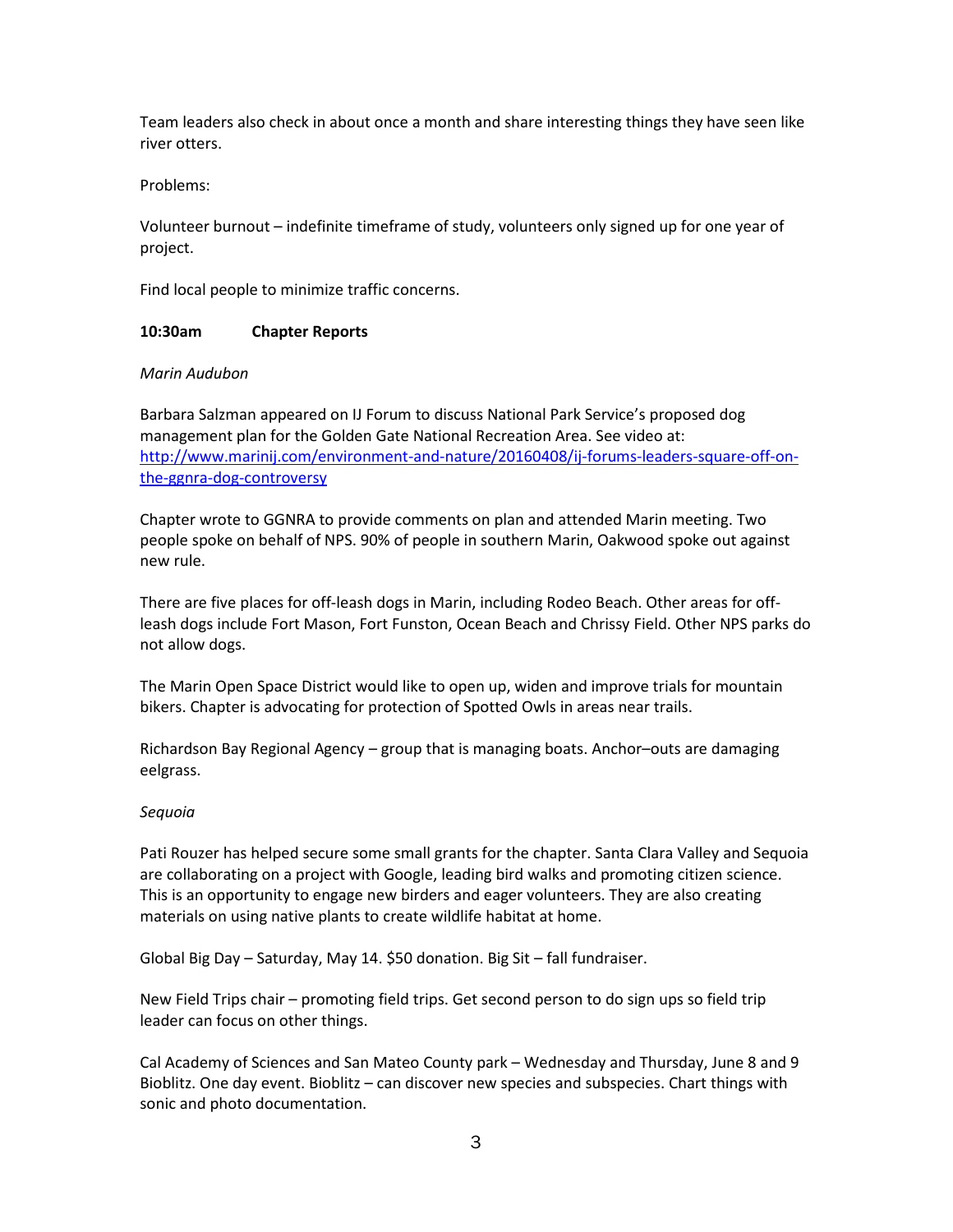Team leaders also check in about once a month and share interesting things they have seen like river otters.

Problems:

Volunteer burnout – indefinite timeframe of study, volunteers only signed up for one year of project.

Find local people to minimize traffic concerns.

**10:30am Chapter Reports**

*Marin Audubon*

Barbara Salzman appeared on IJ Forum to discuss National Park Service's proposed dog management plan for the Golden Gate National Recreation Area. See video at: [http://www.marinij.com/environment-and-nature/20160408/ij-forums-leaders-square-off-on-the-ggnra-dog-controversy](http://www.marinij.com/environment-and-nature/20160408/ij-forums-leaders-square-off-on-the-ggnra-dog-controversy)

Chapter wrote to GGNRA to provide comments on plan and attended Marin meeting. Two people spoke on behalf of NPS. 90% of people in southern Marin, Oakwood spoke out against new rule.

There are five places for off-leash dogs in Marin, including Rodeo Beach. Other areas for off-leash dogs include Fort Mason, Fort Funston, Ocean Beach and Chrissy Field. Other NPS parks do not allow dogs.

The Marin Open Space District would like to open up, widen and improve trials for mountain bikers. Chapter is advocating for protection of Spotted Owls in areas near trails.

Richardson Bay Regional Agency – group that is managing boats. Anchor–outs are damaging eelgrass.

*Sequoia*

Pati Rouzer has helped secure some small grants for the chapter. Santa Clara Valley and Sequoia are collaborating on a project with Google, leading bird walks and promoting citizen science. This is an opportunity to engage new birders and eager volunteers. They are also creating materials on using native plants to create wildlife habitat at home.

Global Big Day – Saturday, May 14. $50 donation. Big Sit – fall fundraiser.

New Field Trips chair – promoting field trips. Get second person to do sign ups so field trip leader can focus on other things.

Cal Academy of Sciences and San Mateo County park – Wednesday and Thursday, June 8 and 9 Bioblitz. One day event. Bioblitz – can discover new species and subspecies. Chart things with sonic and photo documentation.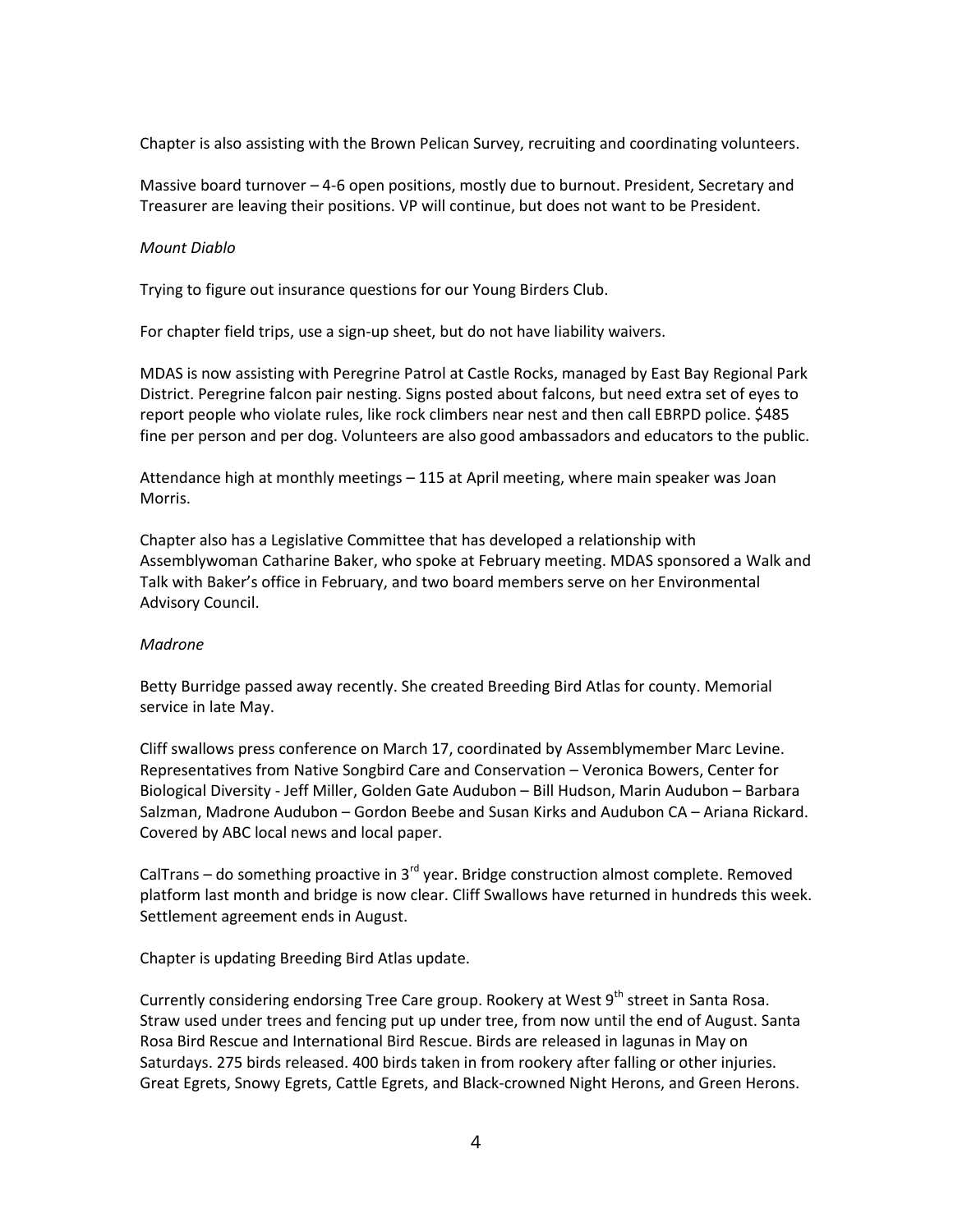Chapter is also assisting with the Brown Pelican Survey, recruiting and coordinating volunteers.

Massive board turnover – 4-6 open positions, mostly due to burnout. President, Secretary and Treasurer are leaving their positions. VP will continue, but does not want to be President.

*Mount Diablo*

Trying to figure out insurance questions for our Young Birders Club.

For chapter field trips, use a sign-up sheet, but do not have liability waivers.

MDAS is now assisting with Peregrine Patrol at Castle Rocks, managed by East Bay Regional Park District. Peregrine falcon pair nesting. Signs posted about falcons, but need extra set of eyes to report people who violate rules, like rock climbers near nest and then call EBRPD police. $485 fine per person and per dog. Volunteers are also good ambassadors and educators to the public.

Attendance high at monthly meetings – 115 at April meeting, where main speaker was Joan Morris.

Chapter also has a Legislative Committee that has developed a relationship with Assemblywoman Catharine Baker, who spoke at February meeting. MDAS sponsored a Walk and Talk with Baker's office in February, and two board members serve on her Environmental Advisory Council.

*Madrone*

Betty Burridge passed away recently. She created Breeding Bird Atlas for county. Memorial service in late May.

Cliff swallows press conference on March 17, coordinated by Assemblymember Marc Levine. Representatives from Native Songbird Care and Conservation – Veronica Bowers, Center for Biological Diversity - Jeff Miller, Golden Gate Audubon – Bill Hudson, Marin Audubon – Barbara Salzman, Madrone Audubon – Gordon Beebe and Susan Kirks and Audubon CA – Ariana Rickard. Covered by ABC local news and local paper.

CalTrans – do something proactive in 3rd year. Bridge construction almost complete. Removed platform last month and bridge is now clear. Cliff Swallows have returned in hundreds this week. Settlement agreement ends in August.

Chapter is updating Breeding Bird Atlas update.

Currently considering endorsing Tree Care group. Rookery at West 9th street in Santa Rosa. Straw used under trees and fencing put up under tree, from now until the end of August. Santa Rosa Bird Rescue and International Bird Rescue. Birds are released in lagunas in May on Saturdays. 275 birds released. 400 birds taken in from rookery after falling or other injuries. Great Egrets, Snowy Egrets, Cattle Egrets, and Black-crowned Night Herons, and Green Herons.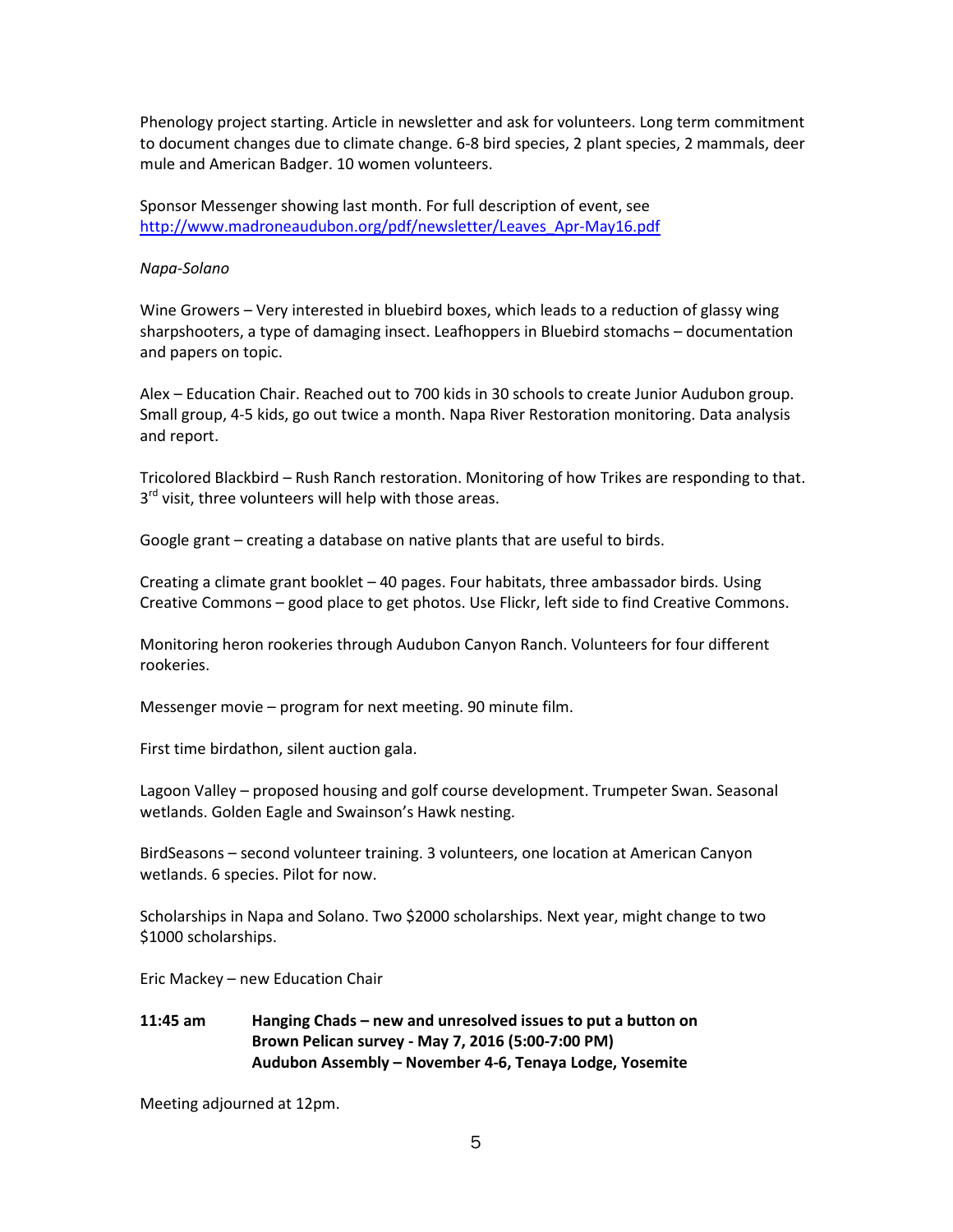Phenology project starting. Article in newsletter and ask for volunteers. Long term commitment to document changes due to climate change. 6-8 bird species, 2 plant species, 2 mammals, deer mule and American Badger. 10 women volunteers.

Sponsor Messenger showing last month. For full description of event, see [http://www.madroneaudubon.org/pdf/newsletter/Leaves_Apr-May16.pdf](http://www.madroneaudubon.org/pdf/newsletter/Leaves_Apr-May16.pdf)

*Napa-Solano*

Wine Growers – Very interested in bluebird boxes, which leads to a reduction of glassy wing sharpshooters, a type of damaging insect. Leafhoppers in Bluebird stomachs – documentation and papers on topic.

Alex – Education Chair. Reached out to 700 kids in 30 schools to create Junior Audubon group. Small group, 4-5 kids, go out twice a month. Napa River Restoration monitoring. Data analysis and report.

Tricolored Blackbird – Rush Ranch restoration. Monitoring of how Trikes are responding to that. 3rd visit, three volunteers will help with those areas.

Google grant – creating a database on native plants that are useful to birds.

Creating a climate grant booklet – 40 pages. Four habitats, three ambassador birds. Using Creative Commons – good place to get photos. Use Flickr, left side to find Creative Commons.

Monitoring heron rookeries through Audubon Canyon Ranch. Volunteers for four different rookeries.

Messenger movie – program for next meeting. 90 minute film.

First time birdathon, silent auction gala.

Lagoon Valley – proposed housing and golf course development. Trumpeter Swan. Seasonal wetlands. Golden Eagle and Swainson's Hawk nesting.

BirdSeasons – second volunteer training. 3 volunteers, one location at American Canyon wetlands. 6 species. Pilot for now.

Scholarships in Napa and Solano. Two $2000 scholarships. Next year, might change to two $1000 scholarships.

Eric Mackey – new Education Chair

**11:45 am　　Hanging Chads – new and unresolved issues to put a button on**
**Brown Pelican survey - May 7, 2016 (5:00-7:00 PM)**
**Audubon Assembly – November 4-6, Tenaya Lodge, Yosemite**

Meeting adjourned at 12pm.